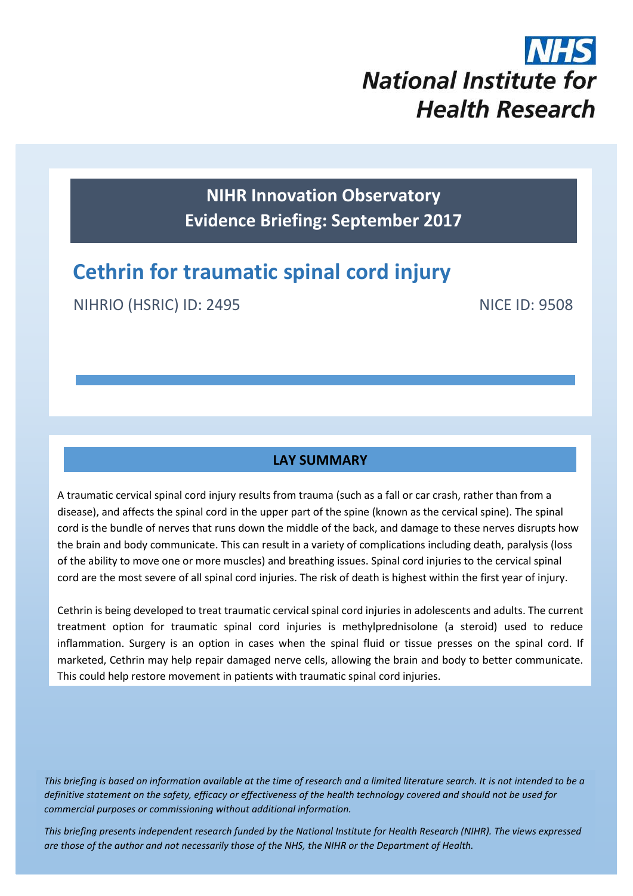NHS
National Institute for Health Research

**NIHR Innovation Observatory**
**Evidence Briefing: September 2017**

# Cethrin for traumatic spinal cord injury

NIHRIO (HSRIC) ID: 2495

NICE ID: 9508

## LAY SUMMARY

A traumatic cervical spinal cord injury results from trauma (such as a fall or car crash, rather than from a disease), and affects the spinal cord in the upper part of the spine (known as the cervical spine). The spinal cord is the bundle of nerves that runs down the middle of the back, and damage to these nerves disrupts how the brain and body communicate. This can result in a variety of complications including death, paralysis (loss of the ability to move one or more muscles) and breathing issues. Spinal cord injuries to the cervical spinal cord are the most severe of all spinal cord injuries. The risk of death is highest within the first year of injury.

Cethrin is being developed to treat traumatic cervical spinal cord injuries in adolescents and adults. The current treatment option for traumatic spinal cord injuries is methylprednisolone (a steroid) used to reduce inflammation. Surgery is an option in cases when the spinal fluid or tissue presses on the spinal cord. If marketed, Cethrin may help repair damaged nerve cells, allowing the brain and body to better communicate. This could help restore movement in patients with traumatic spinal cord injuries.

*This briefing is based on information available at the time of research and a limited literature search. It is not intended to be a definitive statement on the safety, efficacy or effectiveness of the health technology covered and should not be used for commercial purposes or commissioning without additional information.*

*This briefing presents independent research funded by the National Institute for Health Research (NIHR). The views expressed are those of the author and not necessarily those of the NHS, the NIHR or the Department of Health.*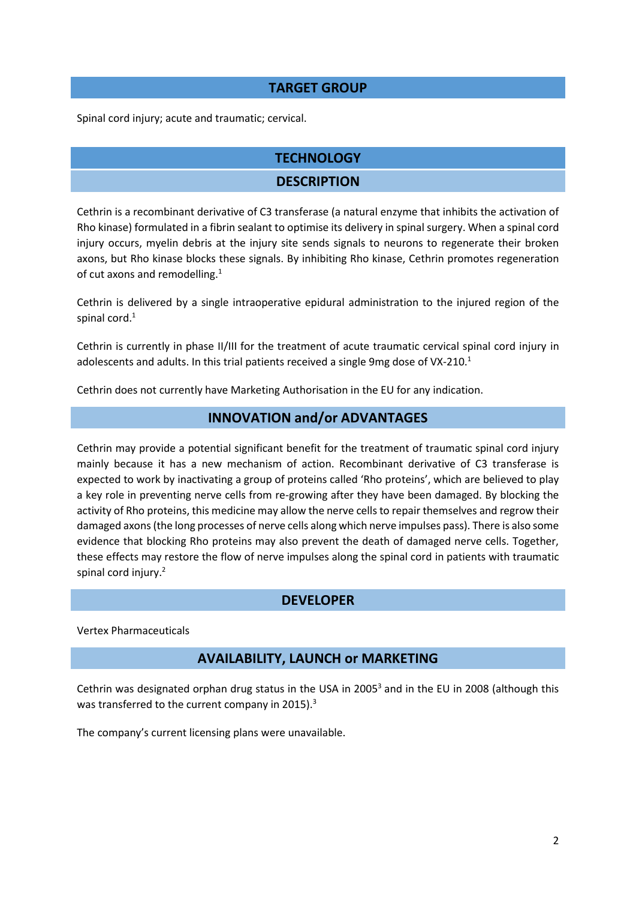## TARGET GROUP

Spinal cord injury; acute and traumatic; cervical.

## TECHNOLOGY

### DESCRIPTION

Cethrin is a recombinant derivative of C3 transferase (a natural enzyme that inhibits the activation of Rho kinase) formulated in a fibrin sealant to optimise its delivery in spinal surgery. When a spinal cord injury occurs, myelin debris at the injury site sends signals to neurons to regenerate their broken axons, but Rho kinase blocks these signals. By inhibiting Rho kinase, Cethrin promotes regeneration of cut axons and remodelling.[1]

Cethrin is delivered by a single intraoperative epidural administration to the injured region of the spinal cord.[1]

Cethrin is currently in phase II/III for the treatment of acute traumatic cervical spinal cord injury in adolescents and adults. In this trial patients received a single 9mg dose of VX-210.[1]

Cethrin does not currently have Marketing Authorisation in the EU for any indication.

### INNOVATION and/or ADVANTAGES

Cethrin may provide a potential significant benefit for the treatment of traumatic spinal cord injury mainly because it has a new mechanism of action. Recombinant derivative of C3 transferase is expected to work by inactivating a group of proteins called 'Rho proteins', which are believed to play a key role in preventing nerve cells from re-growing after they have been damaged. By blocking the activity of Rho proteins, this medicine may allow the nerve cells to repair themselves and regrow their damaged axons (the long processes of nerve cells along which nerve impulses pass). There is also some evidence that blocking Rho proteins may also prevent the death of damaged nerve cells. Together, these effects may restore the flow of nerve impulses along the spinal cord in patients with traumatic spinal cord injury.[2]

### DEVELOPER

Vertex Pharmaceuticals

### AVAILABILITY, LAUNCH or MARKETING

Cethrin was designated orphan drug status in the USA in 2005[3] and in the EU in 2008 (although this was transferred to the current company in 2015).[3]

The company's current licensing plans were unavailable.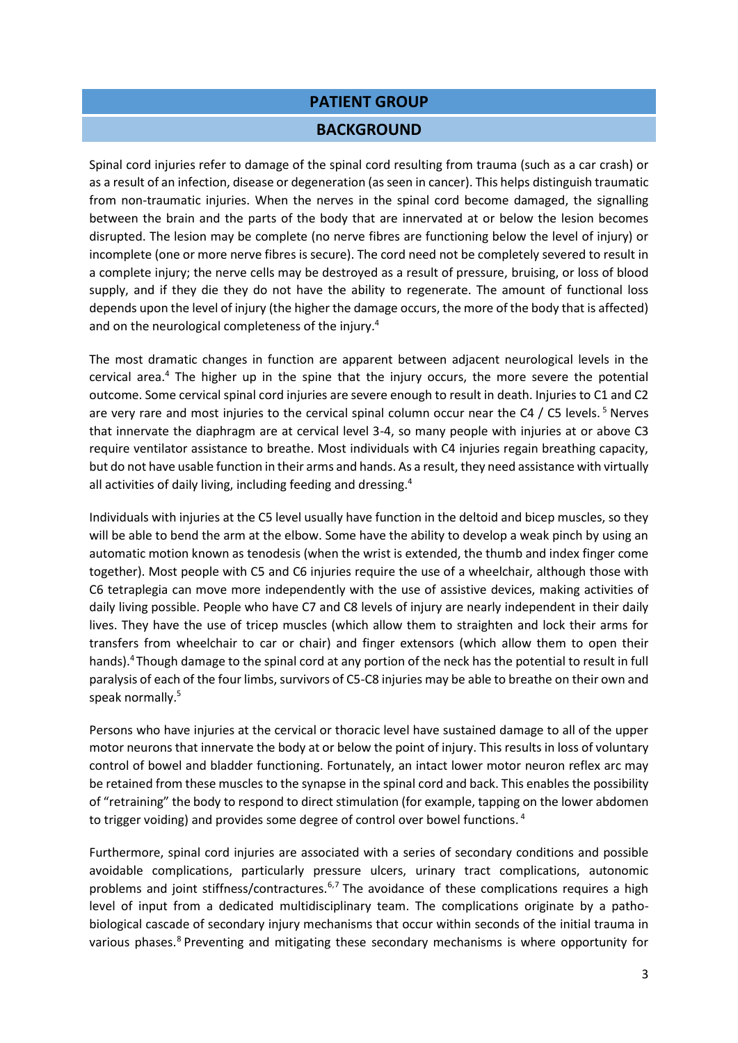## PATIENT GROUP

### BACKGROUND

Spinal cord injuries refer to damage of the spinal cord resulting from trauma (such as a car crash) or as a result of an infection, disease or degeneration (as seen in cancer). This helps distinguish traumatic from non-traumatic injuries. When the nerves in the spinal cord become damaged, the signalling between the brain and the parts of the body that are innervated at or below the lesion becomes disrupted. The lesion may be complete (no nerve fibres are functioning below the level of injury) or incomplete (one or more nerve fibres is secure). The cord need not be completely severed to result in a complete injury; the nerve cells may be destroyed as a result of pressure, bruising, or loss of blood supply, and if they die they do not have the ability to regenerate. The amount of functional loss depends upon the level of injury (the higher the damage occurs, the more of the body that is affected) and on the neurological completeness of the injury.[4]

The most dramatic changes in function are apparent between adjacent neurological levels in the cervical area.[4] The higher up in the spine that the injury occurs, the more severe the potential outcome. Some cervical spinal cord injuries are severe enough to result in death. Injuries to C1 and C2 are very rare and most injuries to the cervical spinal column occur near the C4 / C5 levels.[5] Nerves that innervate the diaphragm are at cervical level 3-4, so many people with injuries at or above C3 require ventilator assistance to breathe. Most individuals with C4 injuries regain breathing capacity, but do not have usable function in their arms and hands. As a result, they need assistance with virtually all activities of daily living, including feeding and dressing.[4]

Individuals with injuries at the C5 level usually have function in the deltoid and bicep muscles, so they will be able to bend the arm at the elbow. Some have the ability to develop a weak pinch by using an automatic motion known as tenodesis (when the wrist is extended, the thumb and index finger come together). Most people with C5 and C6 injuries require the use of a wheelchair, although those with C6 tetraplegia can move more independently with the use of assistive devices, making activities of daily living possible. People who have C7 and C8 levels of injury are nearly independent in their daily lives. They have the use of tricep muscles (which allow them to straighten and lock their arms for transfers from wheelchair to car or chair) and finger extensors (which allow them to open their hands).[4] Though damage to the spinal cord at any portion of the neck has the potential to result in full paralysis of each of the four limbs, survivors of C5-C8 injuries may be able to breathe on their own and speak normally.[5]

Persons who have injuries at the cervical or thoracic level have sustained damage to all of the upper motor neurons that innervate the body at or below the point of injury. This results in loss of voluntary control of bowel and bladder functioning. Fortunately, an intact lower motor neuron reflex arc may be retained from these muscles to the synapse in the spinal cord and back. This enables the possibility of "retraining" the body to respond to direct stimulation (for example, tapping on the lower abdomen to trigger voiding) and provides some degree of control over bowel functions.[4]

Furthermore, spinal cord injuries are associated with a series of secondary conditions and possible avoidable complications, particularly pressure ulcers, urinary tract complications, autonomic problems and joint stiffness/contractures.[6,7] The avoidance of these complications requires a high level of input from a dedicated multidisciplinary team. The complications originate by a patho-biological cascade of secondary injury mechanisms that occur within seconds of the initial trauma in various phases.[8] Preventing and mitigating these secondary mechanisms is where opportunity for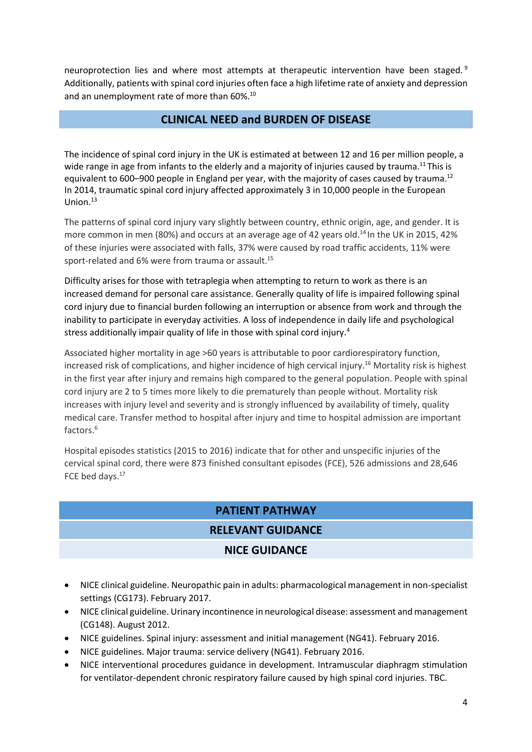neuroprotection lies and where most attempts at therapeutic intervention have been staged.[9] Additionally, patients with spinal cord injuries often face a high lifetime rate of anxiety and depression and an unemployment rate of more than 60%.[10]

## CLINICAL NEED and BURDEN OF DISEASE

The incidence of spinal cord injury in the UK is estimated at between 12 and 16 per million people, a wide range in age from infants to the elderly and a majority of injuries caused by trauma.[11] This is equivalent to 600–900 people in England per year, with the majority of cases caused by trauma.[12] In 2014, traumatic spinal cord injury affected approximately 3 in 10,000 people in the European Union.[13]

The patterns of spinal cord injury vary slightly between country, ethnic origin, age, and gender. It is more common in men (80%) and occurs at an average age of 42 years old.[14] In the UK in 2015, 42% of these injuries were associated with falls, 37% were caused by road traffic accidents, 11% were sport-related and 6% were from trauma or assault.[15]

Difficulty arises for those with tetraplegia when attempting to return to work as there is an increased demand for personal care assistance. Generally quality of life is impaired following spinal cord injury due to financial burden following an interruption or absence from work and through the inability to participate in everyday activities. A loss of independence in daily life and psychological stress additionally impair quality of life in those with spinal cord injury.[4]

Associated higher mortality in age >60 years is attributable to poor cardiorespiratory function, increased risk of complications, and higher incidence of high cervical injury.[16] Mortality risk is highest in the first year after injury and remains high compared to the general population. People with spinal cord injury are 2 to 5 times more likely to die prematurely than people without. Mortality risk increases with injury level and severity and is strongly influenced by availability of timely, quality medical care. Transfer method to hospital after injury and time to hospital admission are important factors.[6]

Hospital episodes statistics (2015 to 2016) indicate that for other and unspecific injuries of the cervical spinal cord, there were 873 finished consultant episodes (FCE), 526 admissions and 28,646 FCE bed days.[17]

## PATIENT PATHWAY

### RELEVANT GUIDANCE

#### NICE GUIDANCE

- NICE clinical guideline. Neuropathic pain in adults: pharmacological management in non-specialist settings (CG173). February 2017.
- NICE clinical guideline. Urinary incontinence in neurological disease: assessment and management (CG148). August 2012.
- NICE guidelines. Spinal injury: assessment and initial management (NG41). February 2016.
- NICE guidelines. Major trauma: service delivery (NG41). February 2016.
- NICE interventional procedures guidance in development. Intramuscular diaphragm stimulation for ventilator-dependent chronic respiratory failure caused by high spinal cord injuries. TBC.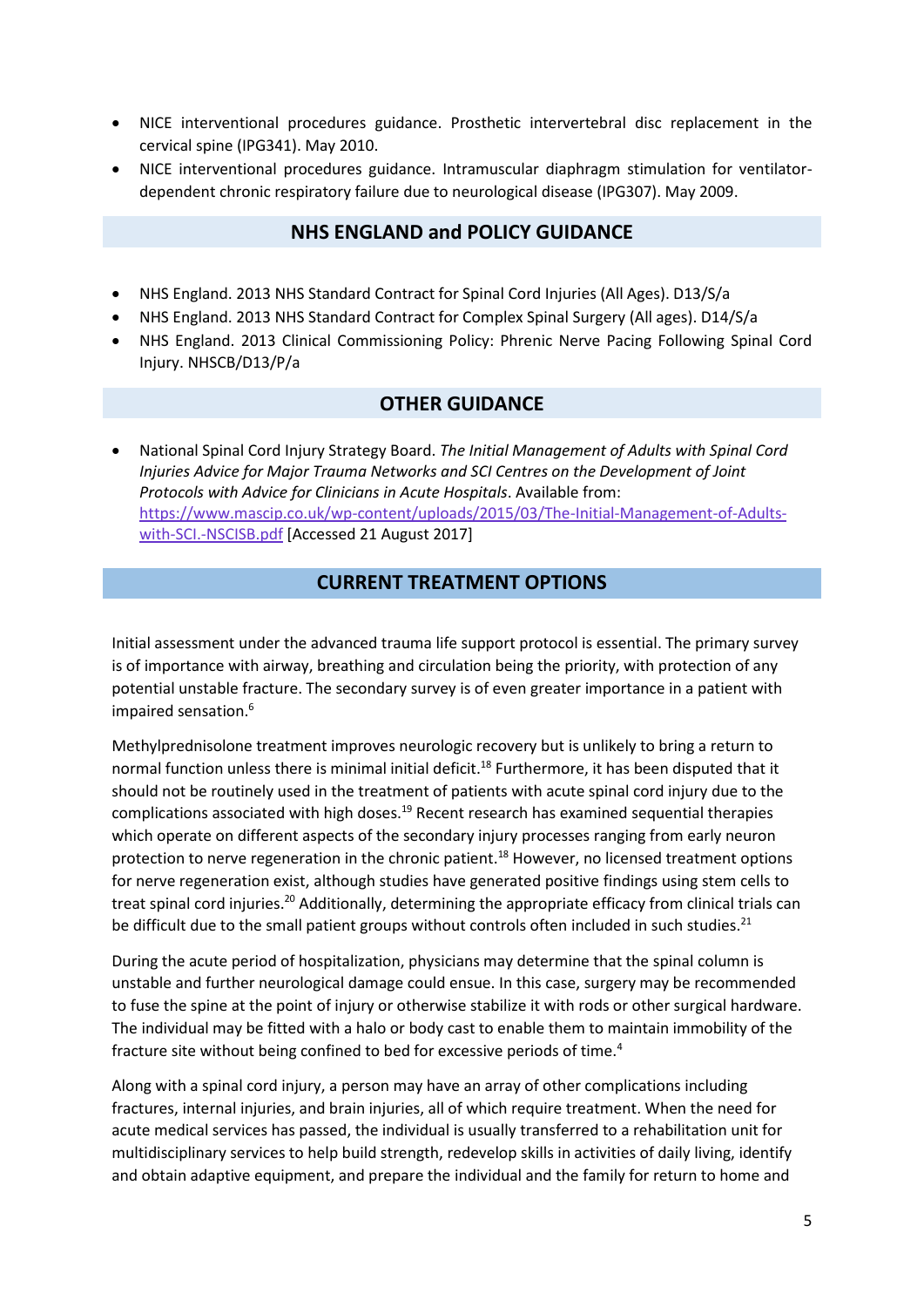- NICE interventional procedures guidance. Prosthetic intervertebral disc replacement in the cervical spine (IPG341). May 2010.
- NICE interventional procedures guidance. Intramuscular diaphragm stimulation for ventilator-dependent chronic respiratory failure due to neurological disease (IPG307). May 2009.

## NHS ENGLAND and POLICY GUIDANCE

- NHS England. 2013 NHS Standard Contract for Spinal Cord Injuries (All Ages). D13/S/a
- NHS England. 2013 NHS Standard Contract for Complex Spinal Surgery (All ages). D14/S/a
- NHS England. 2013 Clinical Commissioning Policy: Phrenic Nerve Pacing Following Spinal Cord Injury. NHSCB/D13/P/a

## OTHER GUIDANCE

- National Spinal Cord Injury Strategy Board. *The Initial Management of Adults with Spinal Cord Injuries Advice for Major Trauma Networks and SCI Centres on the Development of Joint Protocols with Advice for Clinicians in Acute Hospitals*. Available from: https://www.mascip.co.uk/wp-content/uploads/2015/03/The-Initial-Management-of-Adults-with-SCI.-NSCISB.pdf [Accessed 21 August 2017]

## CURRENT TREATMENT OPTIONS

Initial assessment under the advanced trauma life support protocol is essential. The primary survey is of importance with airway, breathing and circulation being the priority, with protection of any potential unstable fracture. The secondary survey is of even greater importance in a patient with impaired sensation.[6]

Methylprednisolone treatment improves neurologic recovery but is unlikely to bring a return to normal function unless there is minimal initial deficit.[18] Furthermore, it has been disputed that it should not be routinely used in the treatment of patients with acute spinal cord injury due to the complications associated with high doses.[19] Recent research has examined sequential therapies which operate on different aspects of the secondary injury processes ranging from early neuron protection to nerve regeneration in the chronic patient.[18] However, no licensed treatment options for nerve regeneration exist, although studies have generated positive findings using stem cells to treat spinal cord injuries.[20] Additionally, determining the appropriate efficacy from clinical trials can be difficult due to the small patient groups without controls often included in such studies.[21]

During the acute period of hospitalization, physicians may determine that the spinal column is unstable and further neurological damage could ensue. In this case, surgery may be recommended to fuse the spine at the point of injury or otherwise stabilize it with rods or other surgical hardware. The individual may be fitted with a halo or body cast to enable them to maintain immobility of the fracture site without being confined to bed for excessive periods of time.[4]

Along with a spinal cord injury, a person may have an array of other complications including fractures, internal injuries, and brain injuries, all of which require treatment. When the need for acute medical services has passed, the individual is usually transferred to a rehabilitation unit for multidisciplinary services to help build strength, redevelop skills in activities of daily living, identify and obtain adaptive equipment, and prepare the individual and the family for return to home and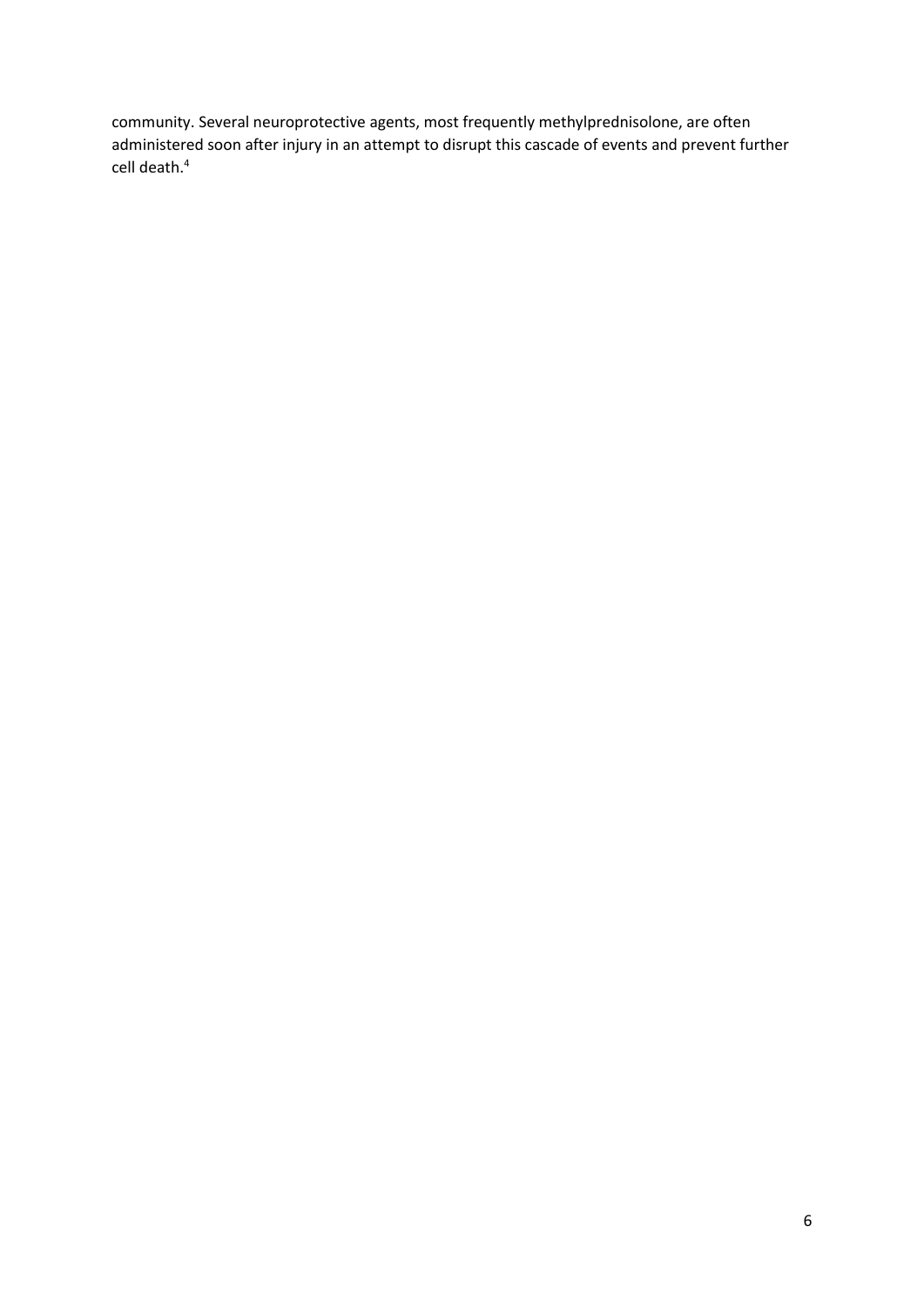community. Several neuroprotective agents, most frequently methylprednisolone, are often administered soon after injury in an attempt to disrupt this cascade of events and prevent further cell death.[4]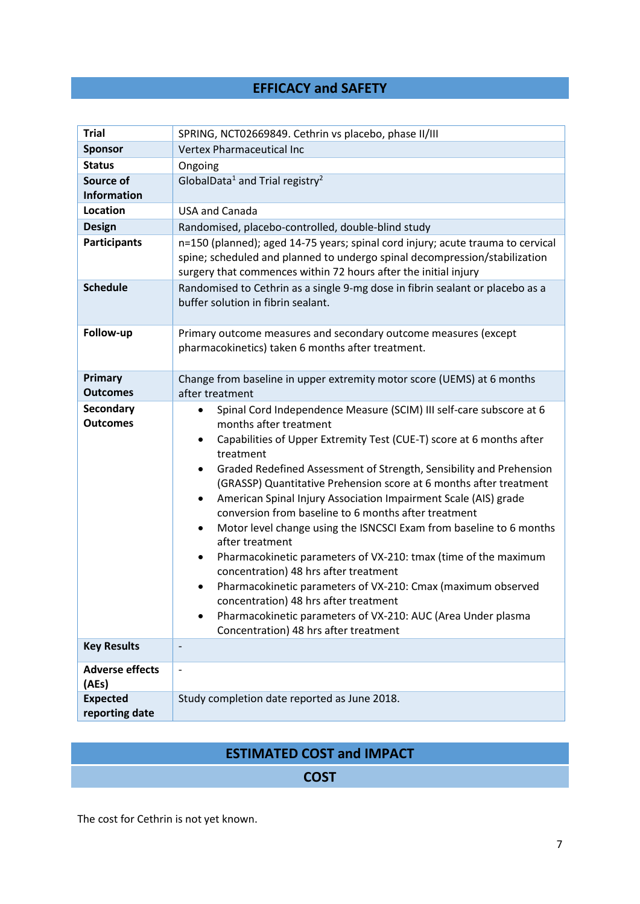## EFFICACY and SAFETY

| | |
|---|---|
| **Trial** | SPRING, NCT02669849. Cethrin vs placebo, phase II/III |
| **Sponsor** | Vertex Pharmaceutical Inc |
| **Status** | Ongoing |
| **Source of Information** | GlobalData[1] and Trial registry[2] |
| **Location** | USA and Canada |
| **Design** | Randomised, placebo-controlled, double-blind study |
| **Participants** | n=150 (planned); aged 14-75 years; spinal cord injury; acute trauma to cervical spine; scheduled and planned to undergo spinal decompression/stabilization surgery that commences within 72 hours after the initial injury |
| **Schedule** | Randomised to Cethrin as a single 9-mg dose in fibrin sealant or placebo as a buffer solution in fibrin sealant. |
| **Follow-up** | Primary outcome measures and secondary outcome measures (except pharmacokinetics) taken 6 months after treatment. |
| **Primary Outcomes** | Change from baseline in upper extremity motor score (UEMS) at 6 months after treatment |
| **Secondary Outcomes** | • Spinal Cord Independence Measure (SCIM) III self-care subscore at 6 months after treatment<br>• Capabilities of Upper Extremity Test (CUE-T) score at 6 months after treatment<br>• Graded Redefined Assessment of Strength, Sensibility and Prehension (GRASSP) Quantitative Prehension score at 6 months after treatment<br>• American Spinal Injury Association Impairment Scale (AIS) grade conversion from baseline to 6 months after treatment<br>• Motor level change using the ISNCSCI Exam from baseline to 6 months after treatment<br>• Pharmacokinetic parameters of VX-210: tmax (time of the maximum concentration) 48 hrs after treatment<br>• Pharmacokinetic parameters of VX-210: Cmax (maximum observed concentration) 48 hrs after treatment<br>• Pharmacokinetic parameters of VX-210: AUC (Area Under plasma Concentration) 48 hrs after treatment |
| **Key Results** | - |
| **Adverse effects (AEs)** | - |
| **Expected reporting date** | Study completion date reported as June 2018. |

## ESTIMATED COST and IMPACT

### COST

The cost for Cethrin is not yet known.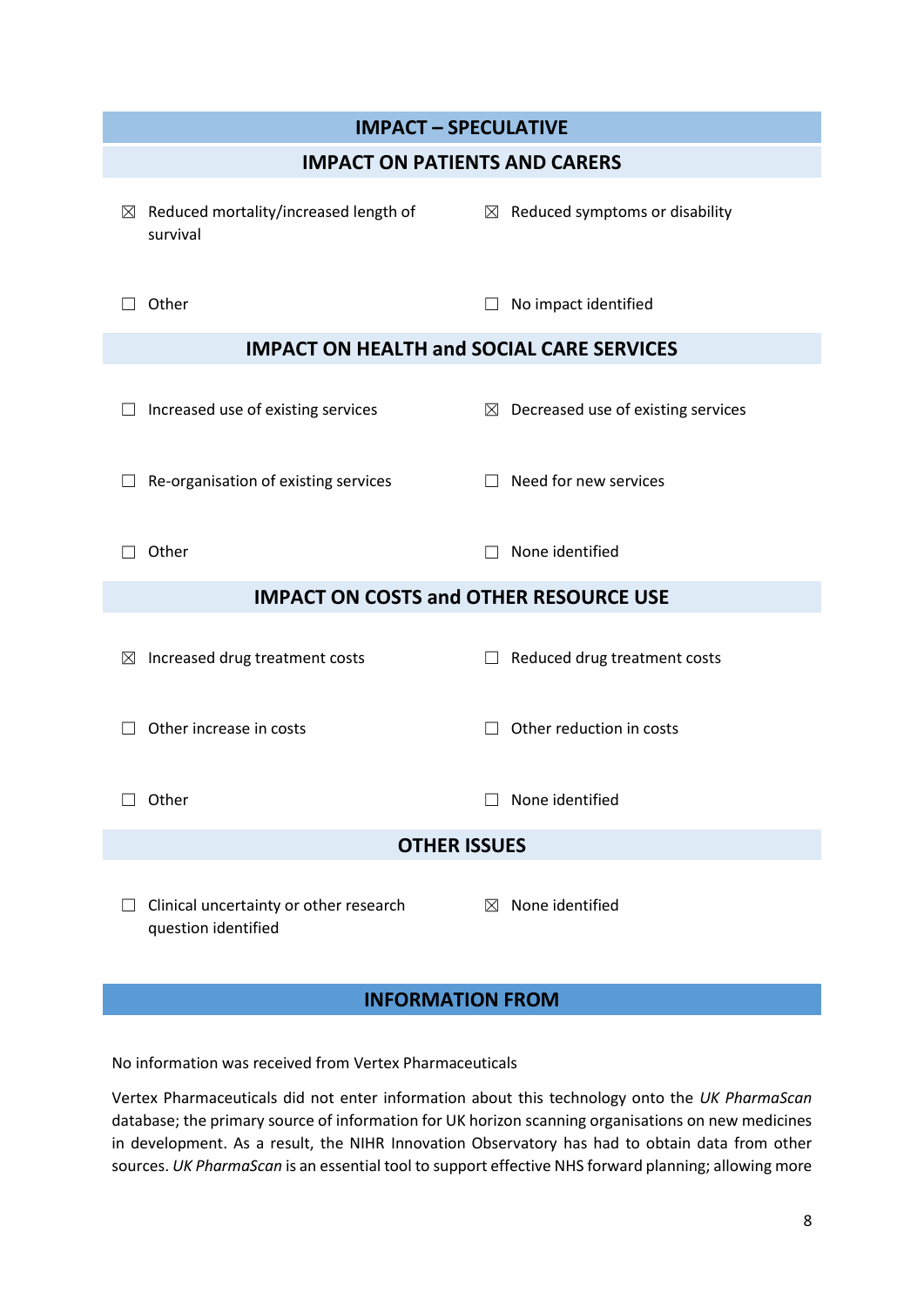## IMPACT – SPECULATIVE

### IMPACT ON PATIENTS AND CARERS

| | |
|---|---|
| ☒ Reduced mortality/increased length of survival | ☒ Reduced symptoms or disability |
| ☐ Other | ☐ No impact identified |

### IMPACT ON HEALTH and SOCIAL CARE SERVICES

| | |
|---|---|
| ☐ Increased use of existing services | ☒ Decreased use of existing services |
| ☐ Re-organisation of existing services | ☐ Need for new services |
| ☐ Other | ☐ None identified |

### IMPACT ON COSTS and OTHER RESOURCE USE

| | |
|---|---|
| ☒ Increased drug treatment costs | ☐ Reduced drug treatment costs |
| ☐ Other increase in costs | ☐ Other reduction in costs |
| ☐ Other | ☐ None identified |

### OTHER ISSUES

| | |
|---|---|
| ☐ Clinical uncertainty or other research question identified | ☒ None identified |

## INFORMATION FROM

No information was received from Vertex Pharmaceuticals

Vertex Pharmaceuticals did not enter information about this technology onto the *UK PharmaScan* database; the primary source of information for UK horizon scanning organisations on new medicines in development. As a result, the NIHR Innovation Observatory has had to obtain data from other sources. *UK PharmaScan* is an essential tool to support effective NHS forward planning; allowing more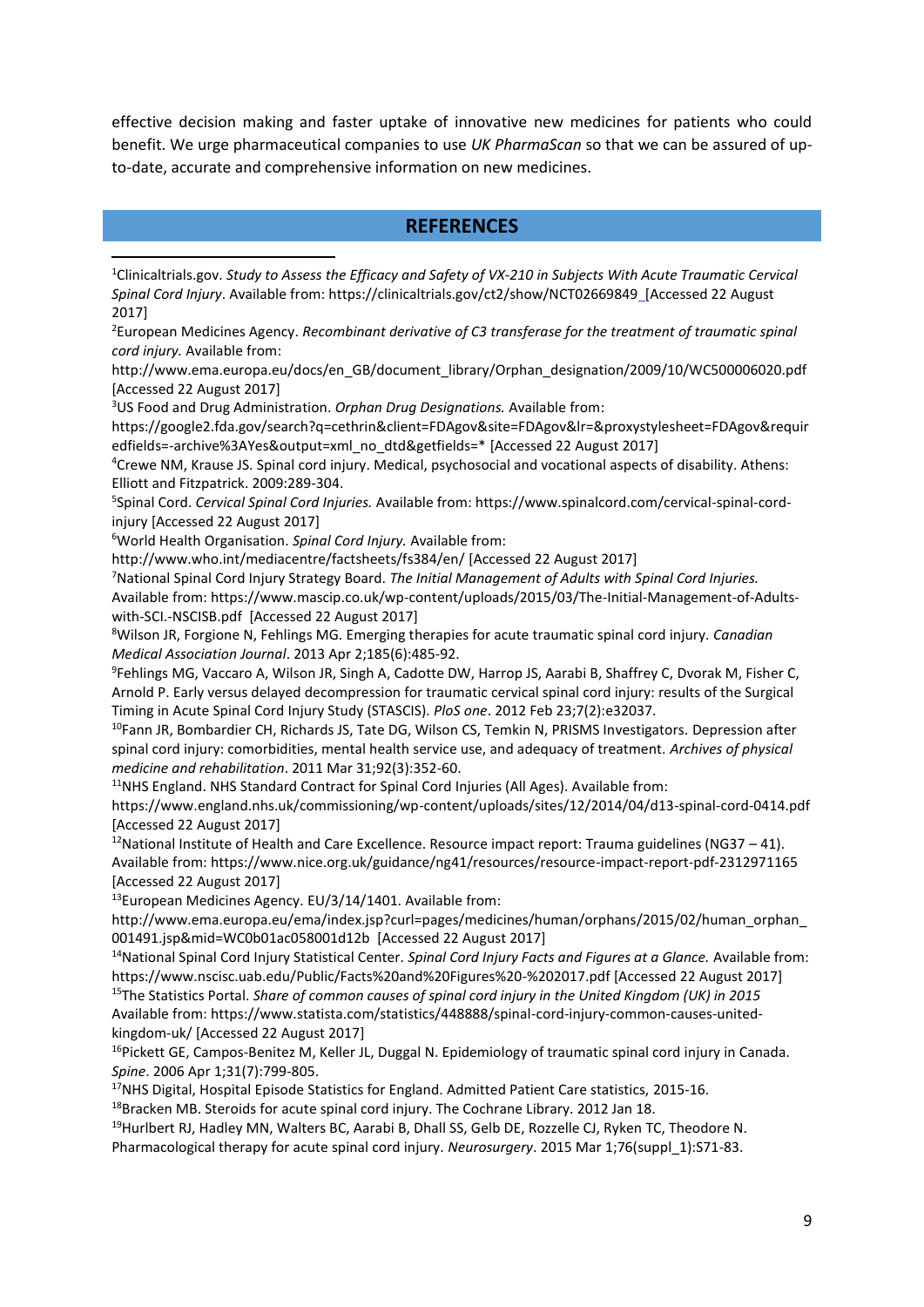effective decision making and faster uptake of innovative new medicines for patients who could benefit. We urge pharmaceutical companies to use *UK PharmaScan* so that we can be assured of up-to-date, accurate and comprehensive information on new medicines.

## REFERENCES

[1]Clinicaltrials.gov. *Study to Assess the Efficacy and Safety of VX-210 in Subjects With Acute Traumatic Cervical Spinal Cord Injury*. Available from: https://clinicaltrials.gov/ct2/show/NCT02669849_[Accessed 22 August 2017]

[2]European Medicines Agency. *Recombinant derivative of C3 transferase for the treatment of traumatic spinal cord injury.* Available from: http://www.ema.europa.eu/docs/en_GB/document_library/Orphan_designation/2009/10/WC500006020.pdf [Accessed 22 August 2017]

[3]US Food and Drug Administration. *Orphan Drug Designations.* Available from: https://google2.fda.gov/search?q=cethrin&client=FDAgov&site=FDAgov&lr=&proxystylesheet=FDAgov&requiredfields=-archive%3AYes&output=xml_no_dtd&getfields=* [Accessed 22 August 2017]

[4]Crewe NM, Krause JS. Spinal cord injury. Medical, psychosocial and vocational aspects of disability. Athens: Elliott and Fitzpatrick. 2009:289-304.

[5]Spinal Cord. *Cervical Spinal Cord Injuries.* Available from: https://www.spinalcord.com/cervical-spinal-cord-injury [Accessed 22 August 2017]

[6]World Health Organisation. *Spinal Cord Injury.* Available from: http://www.who.int/mediacentre/factsheets/fs384/en/ [Accessed 22 August 2017]

[7]National Spinal Cord Injury Strategy Board. *The Initial Management of Adults with Spinal Cord Injuries.* Available from: https://www.mascip.co.uk/wp-content/uploads/2015/03/The-Initial-Management-of-Adults-with-SCI.-NSCISB.pdf [Accessed 22 August 2017]

[8]Wilson JR, Forgione N, Fehlings MG. Emerging therapies for acute traumatic spinal cord injury. *Canadian Medical Association Journal*. 2013 Apr 2;185(6):485-92.

[9]Fehlings MG, Vaccaro A, Wilson JR, Singh A, Cadotte DW, Harrop JS, Aarabi B, Shaffrey C, Dvorak M, Fisher C, Arnold P. Early versus delayed decompression for traumatic cervical spinal cord injury: results of the Surgical Timing in Acute Spinal Cord Injury Study (STASCIS). *PloS one*. 2012 Feb 23;7(2):e32037.

[10]Fann JR, Bombardier CH, Richards JS, Tate DG, Wilson CS, Temkin N, PRISMS Investigators. Depression after spinal cord injury: comorbidities, mental health service use, and adequacy of treatment. *Archives of physical medicine and rehabilitation*. 2011 Mar 31;92(3):352-60.

[11]NHS England. NHS Standard Contract for Spinal Cord Injuries (All Ages). Available from: https://www.england.nhs.uk/commissioning/wp-content/uploads/sites/12/2014/04/d13-spinal-cord-0414.pdf [Accessed 22 August 2017]

[12]National Institute of Health and Care Excellence. Resource impact report: Trauma guidelines (NG37 – 41). Available from: https://www.nice.org.uk/guidance/ng41/resources/resource-impact-report-pdf-2312971165 [Accessed 22 August 2017]

[13]European Medicines Agency. EU/3/14/1401. Available from: http://www.ema.europa.eu/ema/index.jsp?curl=pages/medicines/human/orphans/2015/02/human_orphan_001491.jsp&mid=WC0b01ac058001d12b [Accessed 22 August 2017]

[14]National Spinal Cord Injury Statistical Center. *Spinal Cord Injury Facts and Figures at a Glance.* Available from: https://www.nscisc.uab.edu/Public/Facts%20and%20Figures%20-%202017.pdf [Accessed 22 August 2017]

[15]The Statistics Portal. *Share of common causes of spinal cord injury in the United Kingdom (UK) in 2015* Available from: https://www.statista.com/statistics/448888/spinal-cord-injury-common-causes-united-kingdom-uk/ [Accessed 22 August 2017]

[16]Pickett GE, Campos-Benitez M, Keller JL, Duggal N. Epidemiology of traumatic spinal cord injury in Canada. *Spine*. 2006 Apr 1;31(7):799-805.

[17]NHS Digital, Hospital Episode Statistics for England. Admitted Patient Care statistics, 2015-16.

[18]Bracken MB. Steroids for acute spinal cord injury. The Cochrane Library. 2012 Jan 18.

[19]Hurlbert RJ, Hadley MN, Walters BC, Aarabi B, Dhall SS, Gelb DE, Rozzelle CJ, Ryken TC, Theodore N. Pharmacological therapy for acute spinal cord injury. *Neurosurgery*. 2015 Mar 1;76(suppl_1):S71-83.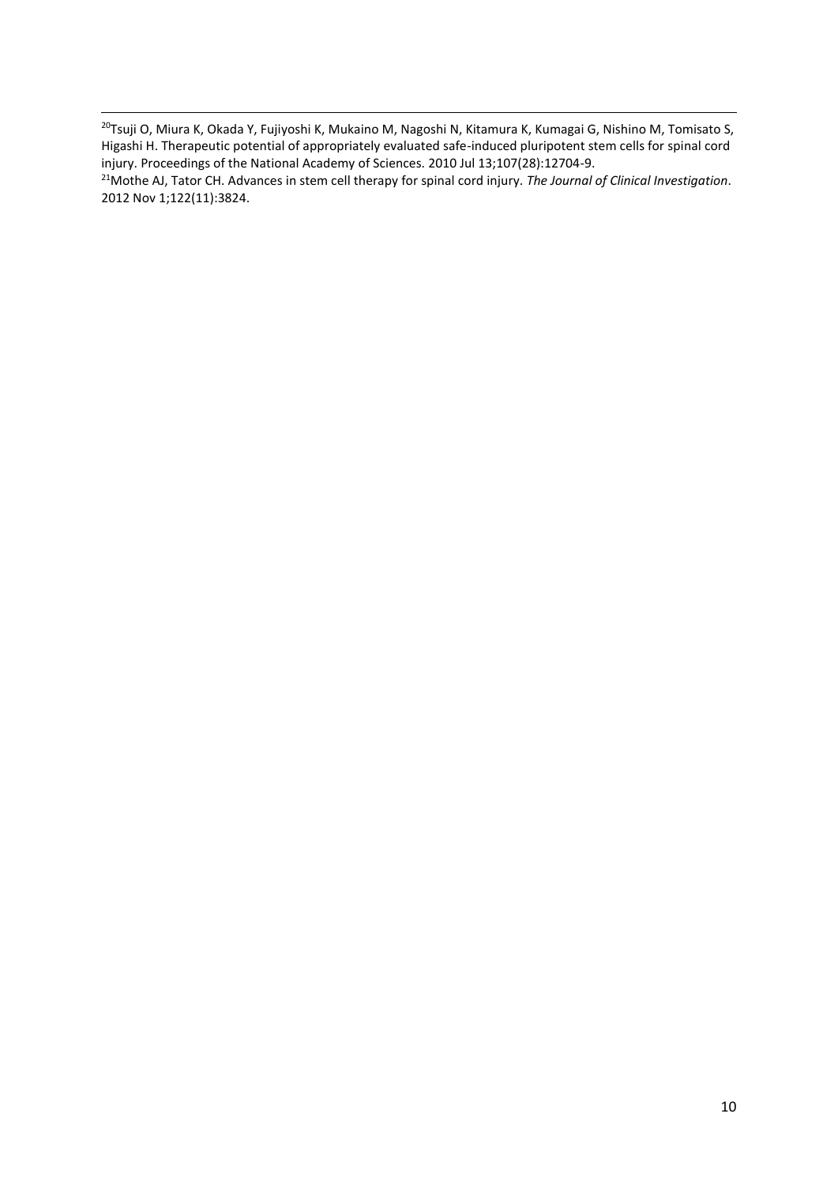[20]Tsuji O, Miura K, Okada Y, Fujiyoshi K, Mukaino M, Nagoshi N, Kitamura K, Kumagai G, Nishino M, Tomisato S, Higashi H. Therapeutic potential of appropriately evaluated safe-induced pluripotent stem cells for spinal cord injury. Proceedings of the National Academy of Sciences. 2010 Jul 13;107(28):12704-9.

[21]Mothe AJ, Tator CH. Advances in stem cell therapy for spinal cord injury. *The Journal of Clinical Investigation*. 2012 Nov 1;122(11):3824.